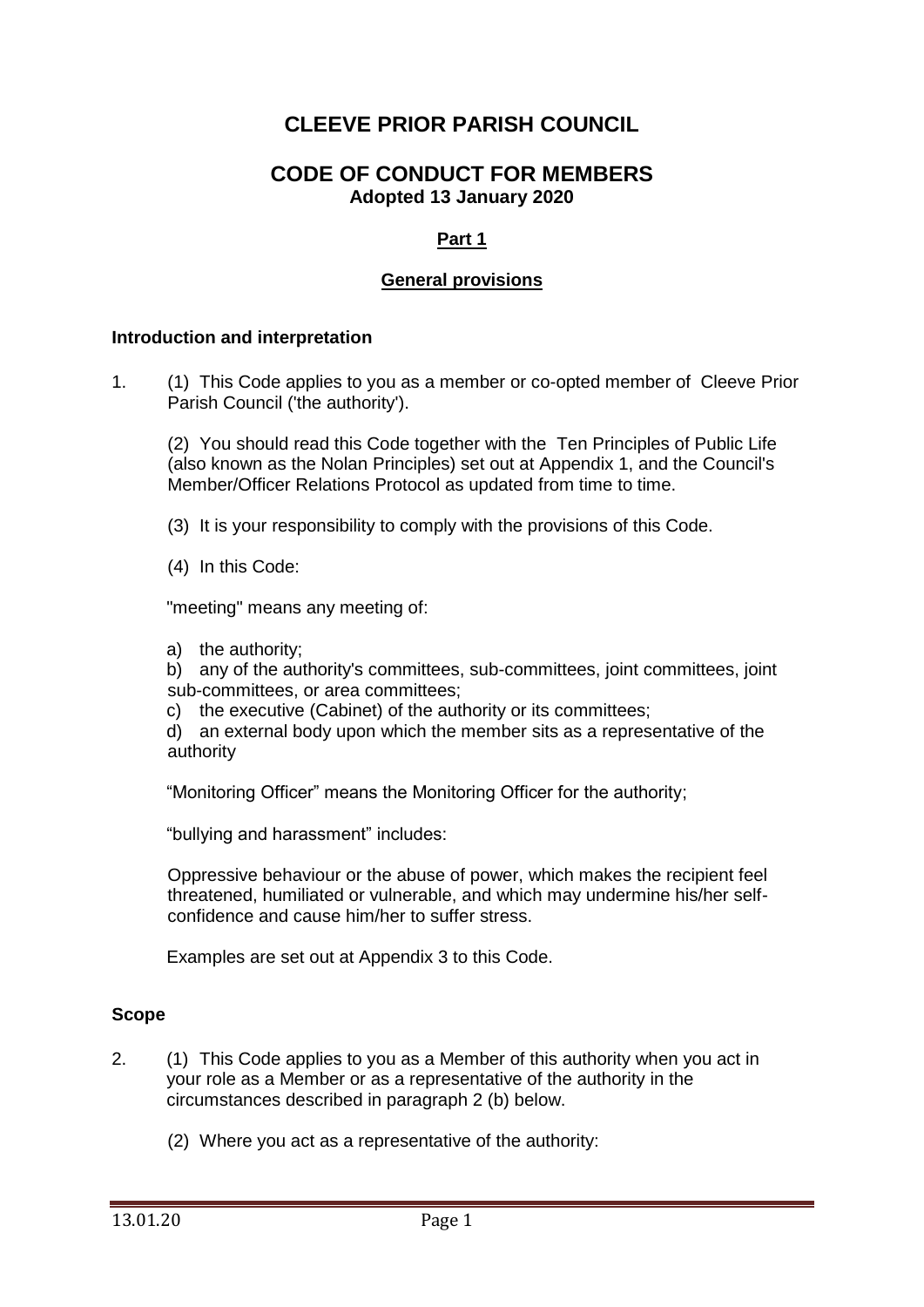# CLEEVE PRIOR PARISH COUNCIL

## CODE OF CONDUCT FOR MEMBERS

**Adopted 13 January 2020**

### Part 1

### General provisions

**Introduction and interpretation**

1. (1) This Code applies to you as a member or co-opted member of Cleeve Prior Parish Council ('the authority').

   (2) You should read this Code together with the Ten Principles of Public Life (also known as the Nolan Principles) set out at Appendix 1, and the Council's Member/Officer Relations Protocol as updated from time to time.

   (3) It is your responsibility to comply with the provisions of this Code.

   (4) In this Code:

   "meeting" means any meeting of:

   a) the authority;
   b) any of the authority's committees, sub-committees, joint committees, joint sub-committees, or area committees;
   c) the executive (Cabinet) of the authority or its committees;
   d) an external body upon which the member sits as a representative of the authority

   "Monitoring Officer" means the Monitoring Officer for the authority;

   "bullying and harassment" includes:

   Oppressive behaviour or the abuse of power, which makes the recipient feel threatened, humiliated or vulnerable, and which may undermine his/her self-confidence and cause him/her to suffer stress.

   Examples are set out at Appendix 3 to this Code.

**Scope**

2. (1) This Code applies to you as a Member of this authority when you act in your role as a Member or as a representative of the authority in the circumstances described in paragraph 2 (b) below.

   (2) Where you act as a representative of the authority: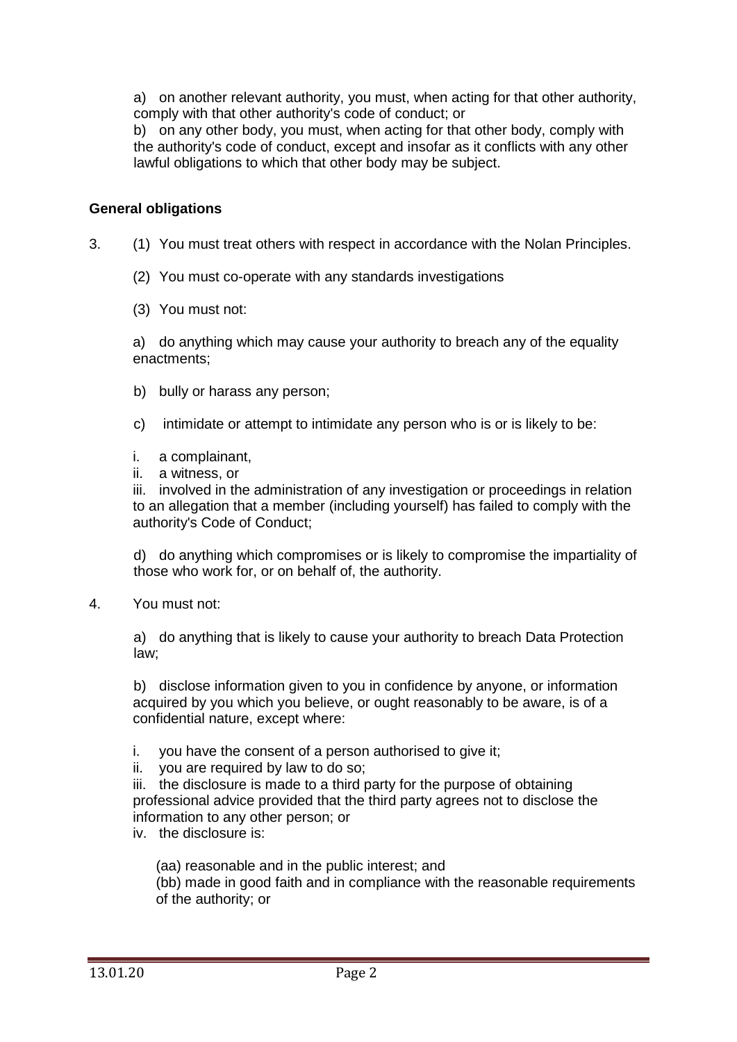a) on another relevant authority, you must, when acting for that other authority, comply with that other authority's code of conduct; or

b) on any other body, you must, when acting for that other body, comply with the authority's code of conduct, except and insofar as it conflicts with any other lawful obligations to which that other body may be subject.

**General obligations**

3. (1) You must treat others with respect in accordance with the Nolan Principles.

   (2) You must co-operate with any standards investigations

   (3) You must not:

   a) do anything which may cause your authority to breach any of the equality enactments;

   b) bully or harass any person;

   c) intimidate or attempt to intimidate any person who is or is likely to be:

   i. a complainant,
   ii. a witness, or
   iii. involved in the administration of any investigation or proceedings in relation to an allegation that a member (including yourself) has failed to comply with the authority's Code of Conduct;

   d) do anything which compromises or is likely to compromise the impartiality of those who work for, or on behalf of, the authority.

4. You must not:

   a) do anything that is likely to cause your authority to breach Data Protection law;

   b) disclose information given to you in confidence by anyone, or information acquired by you which you believe, or ought reasonably to be aware, is of a confidential nature, except where:

   i. you have the consent of a person authorised to give it;
   ii. you are required by law to do so;
   iii. the disclosure is made to a third party for the purpose of obtaining professional advice provided that the third party agrees not to disclose the information to any other person; or
   iv. the disclosure is:

      (aa) reasonable and in the public interest; and
      (bb) made in good faith and in compliance with the reasonable requirements of the authority; or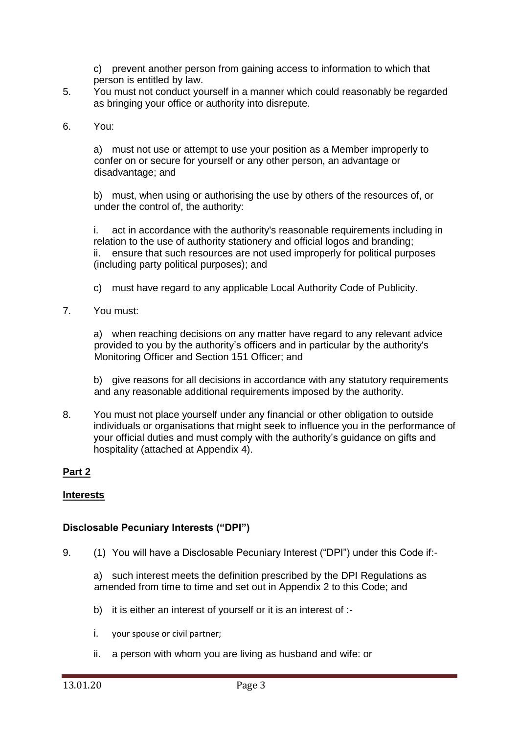c) prevent another person from gaining access to information to which that person is entitled by law.

5. You must not conduct yourself in a manner which could reasonably be regarded as bringing your office or authority into disrepute.

6. You:

   a) must not use or attempt to use your position as a Member improperly to confer on or secure for yourself or any other person, an advantage or disadvantage; and

   b) must, when using or authorising the use by others of the resources of, or under the control of, the authority:

   i. act in accordance with the authority's reasonable requirements including in relation to the use of authority stationery and official logos and branding;
   ii. ensure that such resources are not used improperly for political purposes (including party political purposes); and

   c) must have regard to any applicable Local Authority Code of Publicity.

7. You must:

   a) when reaching decisions on any matter have regard to any relevant advice provided to you by the authority's officers and in particular by the authority's Monitoring Officer and Section 151 Officer; and

   b) give reasons for all decisions in accordance with any statutory requirements and any reasonable additional requirements imposed by the authority.

8. You must not place yourself under any financial or other obligation to outside individuals or organisations that might seek to influence you in the performance of your official duties and must comply with the authority's guidance on gifts and hospitality (attached at Appendix 4).

## **Part 2**

## **Interests**

### **Disclosable Pecuniary Interests ("DPI")**

9. (1) You will have a Disclosable Pecuniary Interest ("DPI") under this Code if:-

   a) such interest meets the definition prescribed by the DPI Regulations as amended from time to time and set out in Appendix 2 to this Code; and

   b) it is either an interest of yourself or it is an interest of :-

   i. your spouse or civil partner;

   ii. a person with whom you are living as husband and wife: or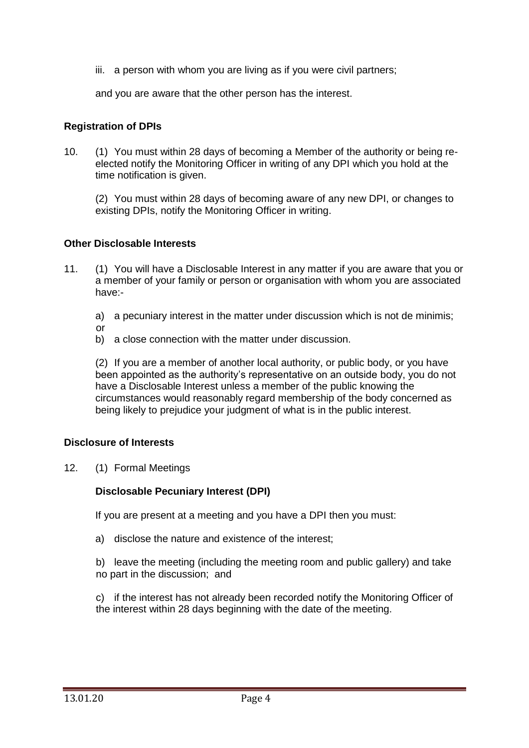iii. a person with whom you are living as if you were civil partners;

and you are aware that the other person has the interest.

**Registration of DPIs**

10. (1) You must within 28 days of becoming a Member of the authority or being re-elected notify the Monitoring Officer in writing of any DPI which you hold at the time notification is given.

    (2) You must within 28 days of becoming aware of any new DPI, or changes to existing DPIs, notify the Monitoring Officer in writing.

**Other Disclosable Interests**

11. (1) You will have a Disclosable Interest in any matter if you are aware that you or a member of your family or person or organisation with whom you are associated have:-

    a) a pecuniary interest in the matter under discussion which is not de minimis; or

    b) a close connection with the matter under discussion.

    (2) If you are a member of another local authority, or public body, or you have been appointed as the authority's representative on an outside body, you do not have a Disclosable Interest unless a member of the public knowing the circumstances would reasonably regard membership of the body concerned as being likely to prejudice your judgment of what is in the public interest.

**Disclosure of Interests**

12. (1) Formal Meetings

    **Disclosable Pecuniary Interest (DPI)**

    If you are present at a meeting and you have a DPI then you must:

    a) disclose the nature and existence of the interest;

    b) leave the meeting (including the meeting room and public gallery) and take no part in the discussion; and

    c) if the interest has not already been recorded notify the Monitoring Officer of the interest within 28 days beginning with the date of the meeting.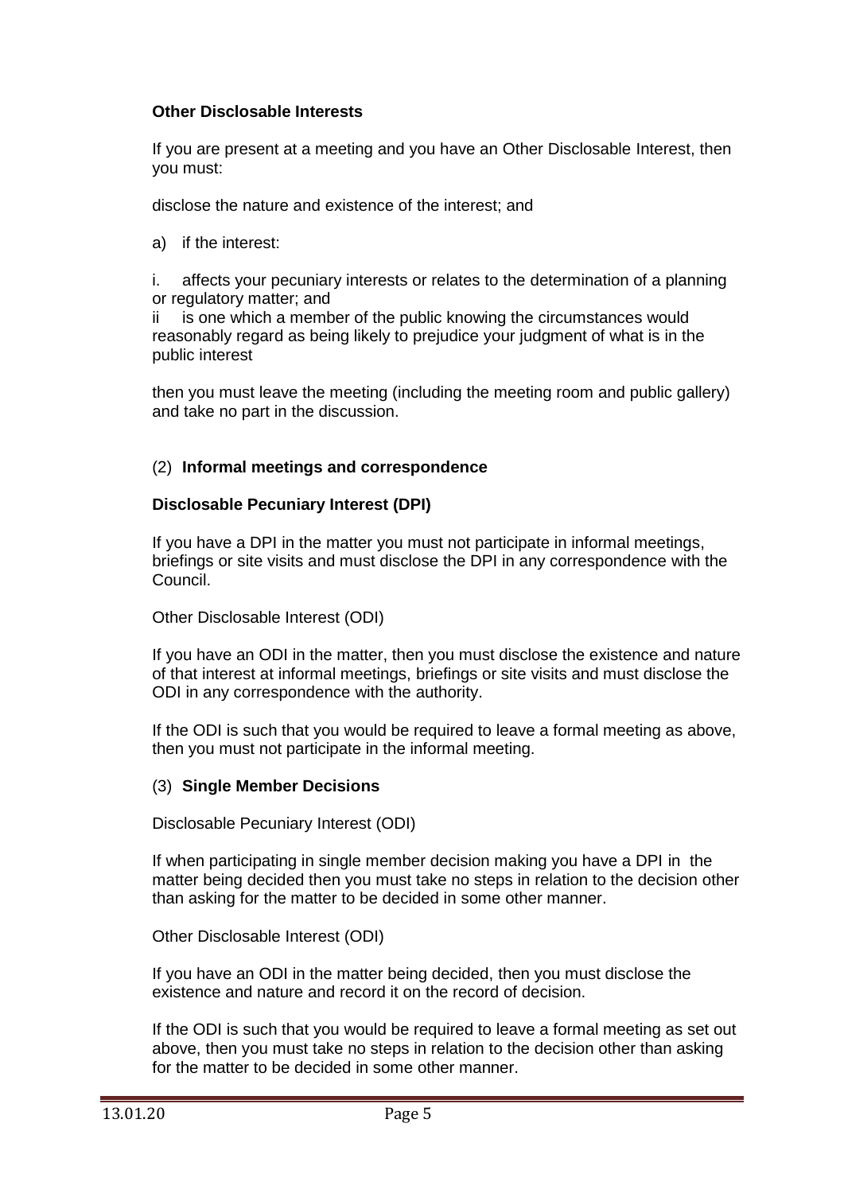**Other Disclosable Interests**

If you are present at a meeting and you have an Other Disclosable Interest, then you must:

disclose the nature and existence of the interest; and

a) if the interest:

i. affects your pecuniary interests or relates to the determination of a planning or regulatory matter; and
ii is one which a member of the public knowing the circumstances would reasonably regard as being likely to prejudice your judgment of what is in the public interest

then you must leave the meeting (including the meeting room and public gallery) and take no part in the discussion.

(2) **Informal meetings and correspondence**

**Disclosable Pecuniary Interest (DPI)**

If you have a DPI in the matter you must not participate in informal meetings, briefings or site visits and must disclose the DPI in any correspondence with the Council.

Other Disclosable Interest (ODI)

If you have an ODI in the matter, then you must disclose the existence and nature of that interest at informal meetings, briefings or site visits and must disclose the ODI in any correspondence with the authority.

If the ODI is such that you would be required to leave a formal meeting as above, then you must not participate in the informal meeting.

(3) **Single Member Decisions**

Disclosable Pecuniary Interest (ODI)

If when participating in single member decision making you have a DPI in the matter being decided then you must take no steps in relation to the decision other than asking for the matter to be decided in some other manner.

Other Disclosable Interest (ODI)

If you have an ODI in the matter being decided, then you must disclose the existence and nature and record it on the record of decision.

If the ODI is such that you would be required to leave a formal meeting as set out above, then you must take no steps in relation to the decision other than asking for the matter to be decided in some other manner.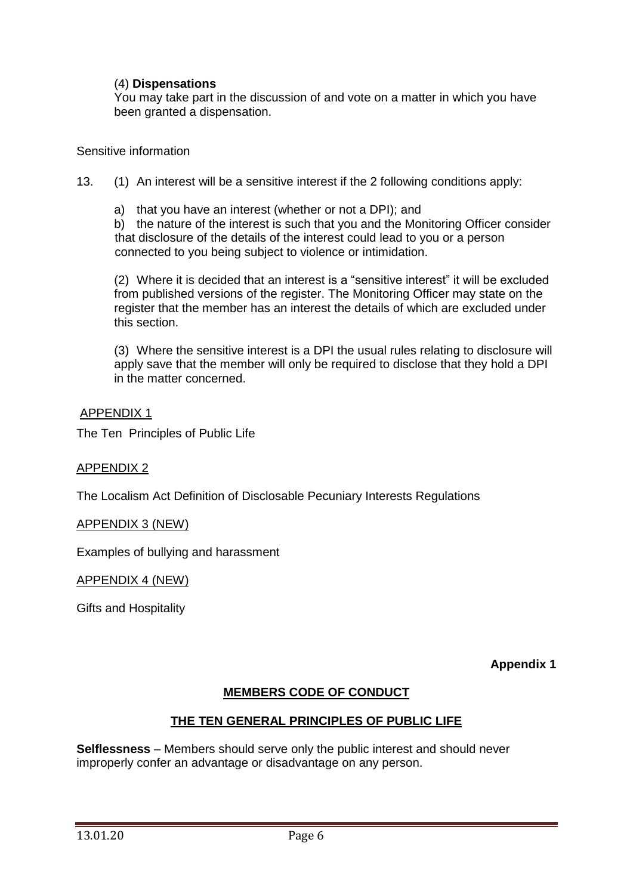(4) **Dispensations**

You may take part in the discussion of and vote on a matter in which you have been granted a dispensation.

Sensitive information

13. (1) An interest will be a sensitive interest if the 2 following conditions apply:

a) that you have an interest (whether or not a DPI); and

b) the nature of the interest is such that you and the Monitoring Officer consider that disclosure of the details of the interest could lead to you or a person connected to you being subject to violence or intimidation.

(2) Where it is decided that an interest is a "sensitive interest" it will be excluded from published versions of the register. The Monitoring Officer may state on the register that the member has an interest the details of which are excluded under this section.

(3) Where the sensitive interest is a DPI the usual rules relating to disclosure will apply save that the member will only be required to disclose that they hold a DPI in the matter concerned.

APPENDIX 1

The Ten Principles of Public Life

APPENDIX 2

The Localism Act Definition of Disclosable Pecuniary Interests Regulations

APPENDIX 3 (NEW)

Examples of bullying and harassment

APPENDIX 4 (NEW)

Gifts and Hospitality

**Appendix 1**

## MEMBERS CODE OF CONDUCT

## THE TEN GENERAL PRINCIPLES OF PUBLIC LIFE

**Selflessness** – Members should serve only the public interest and should never improperly confer an advantage or disadvantage on any person.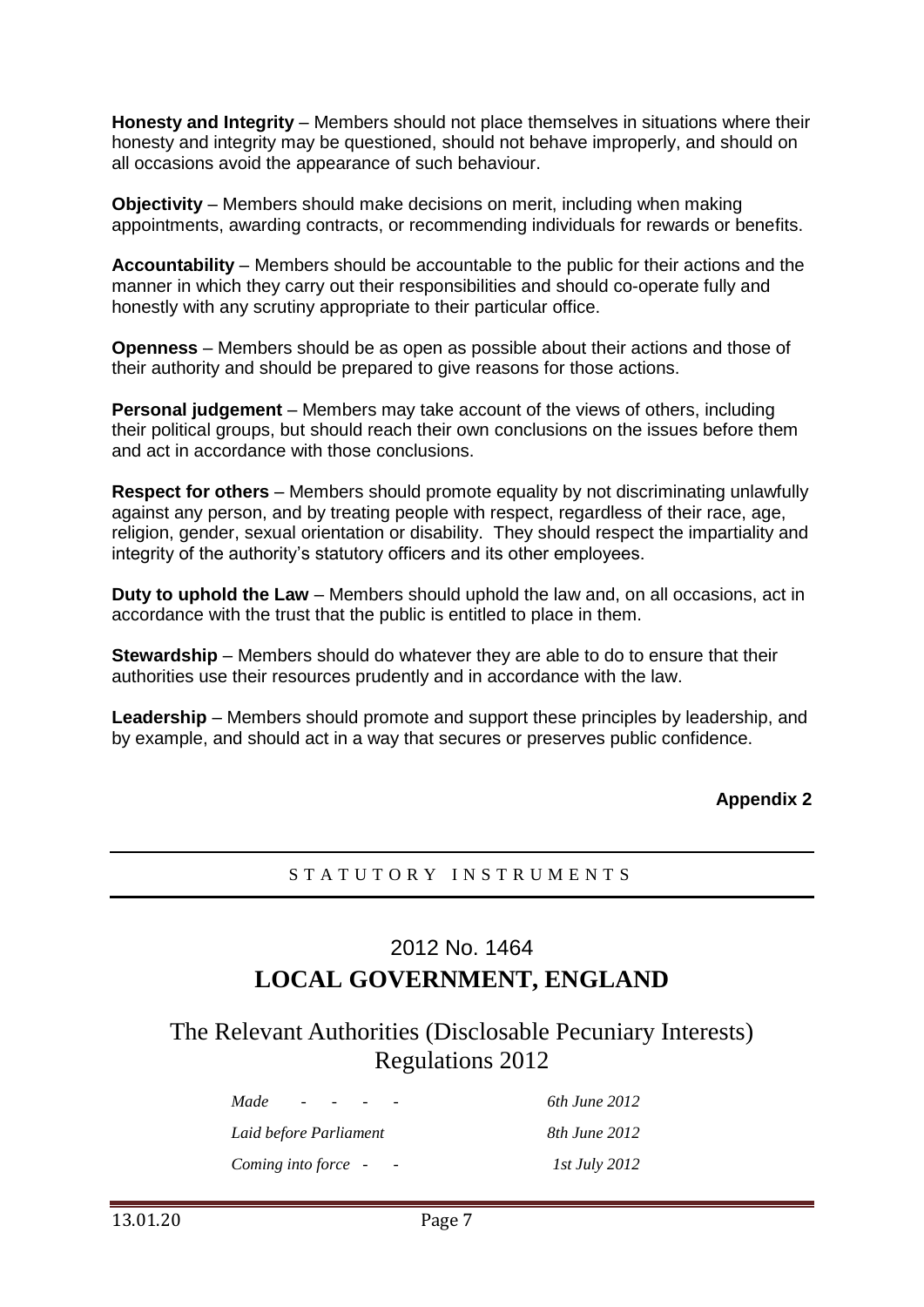**Honesty and Integrity** – Members should not place themselves in situations where their honesty and integrity may be questioned, should not behave improperly, and should on all occasions avoid the appearance of such behaviour.

**Objectivity** – Members should make decisions on merit, including when making appointments, awarding contracts, or recommending individuals for rewards or benefits.

**Accountability** – Members should be accountable to the public for their actions and the manner in which they carry out their responsibilities and should co-operate fully and honestly with any scrutiny appropriate to their particular office.

**Openness** – Members should be as open as possible about their actions and those of their authority and should be prepared to give reasons for those actions.

**Personal judgement** – Members may take account of the views of others, including their political groups, but should reach their own conclusions on the issues before them and act in accordance with those conclusions.

**Respect for others** – Members should promote equality by not discriminating unlawfully against any person, and by treating people with respect, regardless of their race, age, religion, gender, sexual orientation or disability. They should respect the impartiality and integrity of the authority's statutory officers and its other employees.

**Duty to uphold the Law** – Members should uphold the law and, on all occasions, act in accordance with the trust that the public is entitled to place in them.

**Stewardship** – Members should do whatever they are able to do to ensure that their authorities use their resources prudently and in accordance with the law.

**Leadership** – Members should promote and support these principles by leadership, and by example, and should act in a way that secures or preserves public confidence.

**Appendix 2**

---

STATUTORY INSTRUMENTS

---

## 2012 No. 1464
## LOCAL GOVERNMENT, ENGLAND

## The Relevant Authorities (Disclosable Pecuniary Interests) Regulations 2012

| | |
|---|---|
| *Made - - - -* | *6th June 2012* |
| *Laid before Parliament* | *8th June 2012* |
| *Coming into force - -* | *1st July 2012* |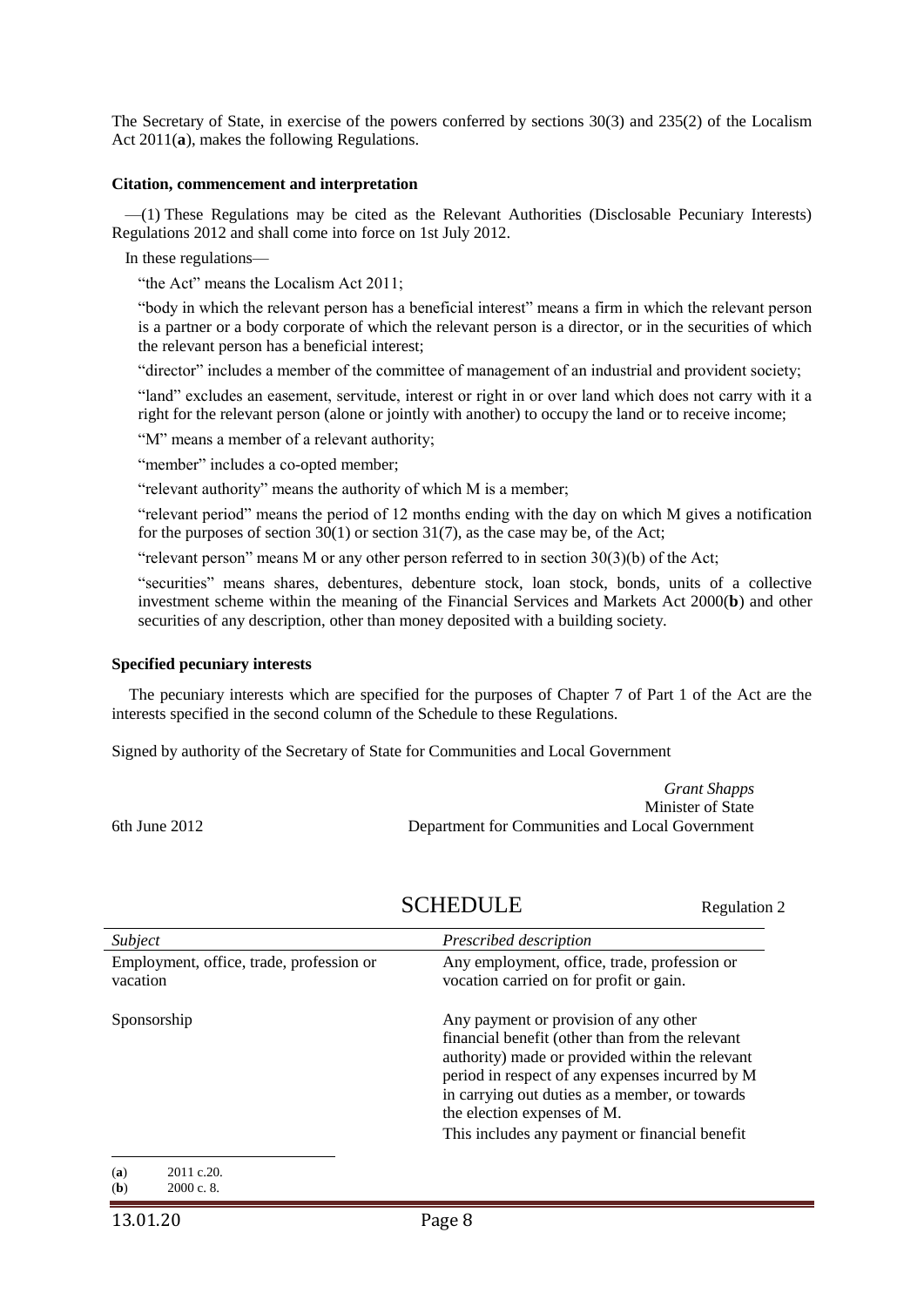The Secretary of State, in exercise of the powers conferred by sections 30(3) and 235(2) of the Localism Act 2011(**a**), makes the following Regulations.

**Citation, commencement and interpretation**

—(1) These Regulations may be cited as the Relevant Authorities (Disclosable Pecuniary Interests) Regulations 2012 and shall come into force on 1st July 2012.

In these regulations—

"the Act" means the Localism Act 2011;

"body in which the relevant person has a beneficial interest" means a firm in which the relevant person is a partner or a body corporate of which the relevant person is a director, or in the securities of which the relevant person has a beneficial interest;

"director" includes a member of the committee of management of an industrial and provident society;

"land" excludes an easement, servitude, interest or right in or over land which does not carry with it a right for the relevant person (alone or jointly with another) to occupy the land or to receive income;

"M" means a member of a relevant authority;

"member" includes a co-opted member;

"relevant authority" means the authority of which M is a member;

"relevant period" means the period of 12 months ending with the day on which M gives a notification for the purposes of section 30(1) or section 31(7), as the case may be, of the Act;

"relevant person" means M or any other person referred to in section 30(3)(b) of the Act;

"securities" means shares, debentures, debenture stock, loan stock, bonds, units of a collective investment scheme within the meaning of the Financial Services and Markets Act 2000(**b**) and other securities of any description, other than money deposited with a building society.

**Specified pecuniary interests**

The pecuniary interests which are specified for the purposes of Chapter 7 of Part 1 of the Act are the interests specified in the second column of the Schedule to these Regulations.

Signed by authority of the Secretary of State for Communities and Local Government

*Grant Shapps*
Minister of State
Department for Communities and Local Government

6th June 2012

# SCHEDULE

Regulation 2

| *Subject* | *Prescribed description* |
|---|---|
| Employment, office, trade, profession or vacation | Any employment, office, trade, profession or vocation carried on for profit or gain. |
| Sponsorship | Any payment or provision of any other financial benefit (other than from the relevant authority) made or provided within the relevant period in respect of any expenses incurred by M in carrying out duties as a member, or towards the election expenses of M. This includes any payment or financial benefit |

(**a**) 2011 c.20.
(**b**) 2000 c. 8.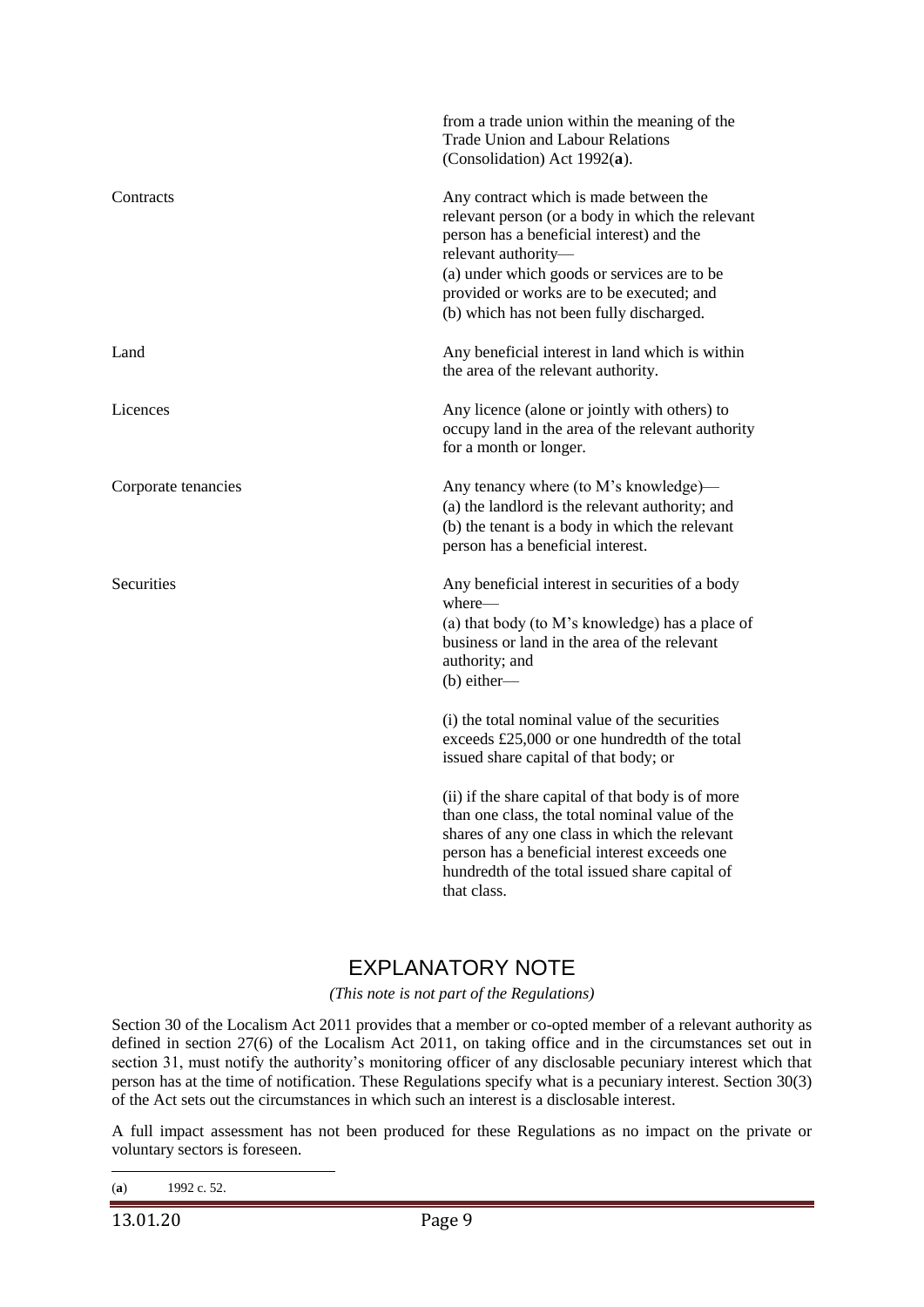| | |
|---|---|
| | from a trade union within the meaning of the Trade Union and Labour Relations (Consolidation) Act 1992(**a**). |
| Contracts | Any contract which is made between the relevant person (or a body in which the relevant person has a beneficial interest) and the relevant authority—<br>(a) under which goods or services are to be provided or works are to be executed; and<br>(b) which has not been fully discharged. |
| Land | Any beneficial interest in land which is within the area of the relevant authority. |
| Licences | Any licence (alone or jointly with others) to occupy land in the area of the relevant authority for a month or longer. |
| Corporate tenancies | Any tenancy where (to M's knowledge)—<br>(a) the landlord is the relevant authority; and<br>(b) the tenant is a body in which the relevant person has a beneficial interest. |
| Securities | Any beneficial interest in securities of a body where—<br>(a) that body (to M's knowledge) has a place of business or land in the area of the relevant authority; and<br>(b) either—<br><br>(i) the total nominal value of the securities exceeds £25,000 or one hundredth of the total issued share capital of that body; or<br><br>(ii) if the share capital of that body is of more than one class, the total nominal value of the shares of any one class in which the relevant person has a beneficial interest exceeds one hundredth of the total issued share capital of that class. |

## EXPLANATORY NOTE

*(This note is not part of the Regulations)*

Section 30 of the Localism Act 2011 provides that a member or co-opted member of a relevant authority as defined in section 27(6) of the Localism Act 2011, on taking office and in the circumstances set out in section 31, must notify the authority's monitoring officer of any disclosable pecuniary interest which that person has at the time of notification. These Regulations specify what is a pecuniary interest. Section 30(3) of the Act sets out the circumstances in which such an interest is a disclosable interest.

A full impact assessment has not been produced for these Regulations as no impact on the private or voluntary sectors is foreseen.

(**a**) 1992 c. 52.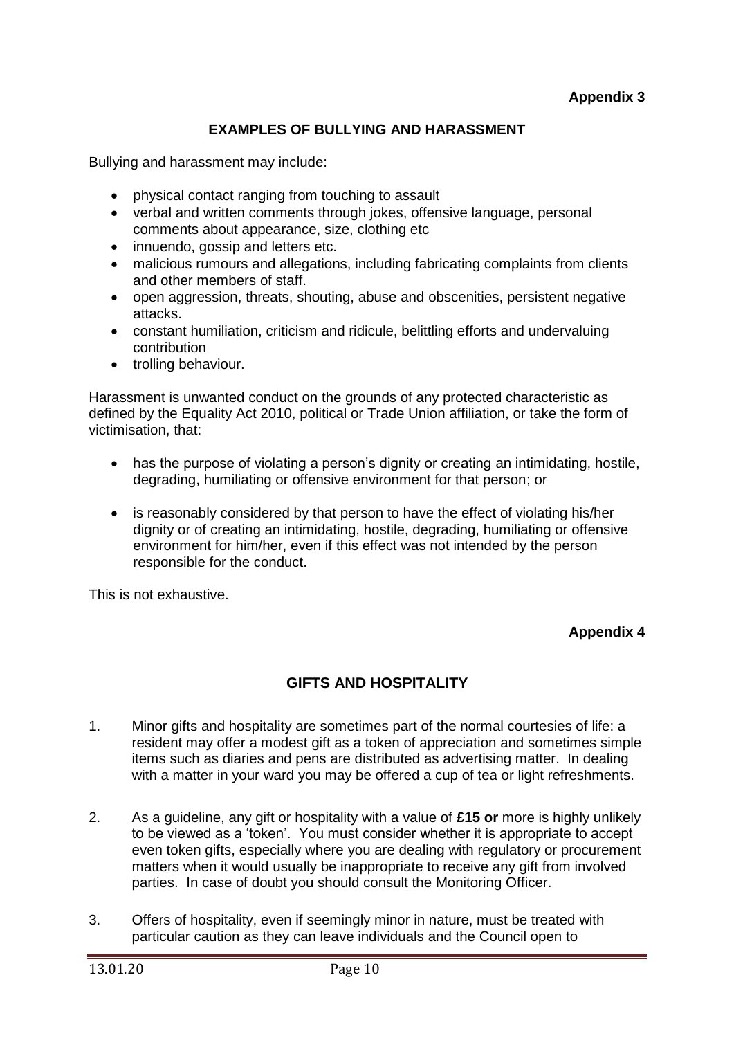**Appendix 3**

## EXAMPLES OF BULLYING AND HARASSMENT

Bullying and harassment may include:

- physical contact ranging from touching to assault
- verbal and written comments through jokes, offensive language, personal comments about appearance, size, clothing etc
- innuendo, gossip and letters etc.
- malicious rumours and allegations, including fabricating complaints from clients and other members of staff.
- open aggression, threats, shouting, abuse and obscenities, persistent negative attacks.
- constant humiliation, criticism and ridicule, belittling efforts and undervaluing contribution
- trolling behaviour.

Harassment is unwanted conduct on the grounds of any protected characteristic as defined by the Equality Act 2010, political or Trade Union affiliation, or take the form of victimisation, that:

- has the purpose of violating a person's dignity or creating an intimidating, hostile, degrading, humiliating or offensive environment for that person; or
- is reasonably considered by that person to have the effect of violating his/her dignity or of creating an intimidating, hostile, degrading, humiliating or offensive environment for him/her, even if this effect was not intended by the person responsible for the conduct.

This is not exhaustive.

**Appendix 4**

## GIFTS AND HOSPITALITY

1. Minor gifts and hospitality are sometimes part of the normal courtesies of life: a resident may offer a modest gift as a token of appreciation and sometimes simple items such as diaries and pens are distributed as advertising matter. In dealing with a matter in your ward you may be offered a cup of tea or light refreshments.

2. As a guideline, any gift or hospitality with a value of **£15 or** more is highly unlikely to be viewed as a 'token'. You must consider whether it is appropriate to accept even token gifts, especially where you are dealing with regulatory or procurement matters when it would usually be inappropriate to receive any gift from involved parties. In case of doubt you should consult the Monitoring Officer.

3. Offers of hospitality, even if seemingly minor in nature, must be treated with particular caution as they can leave individuals and the Council open to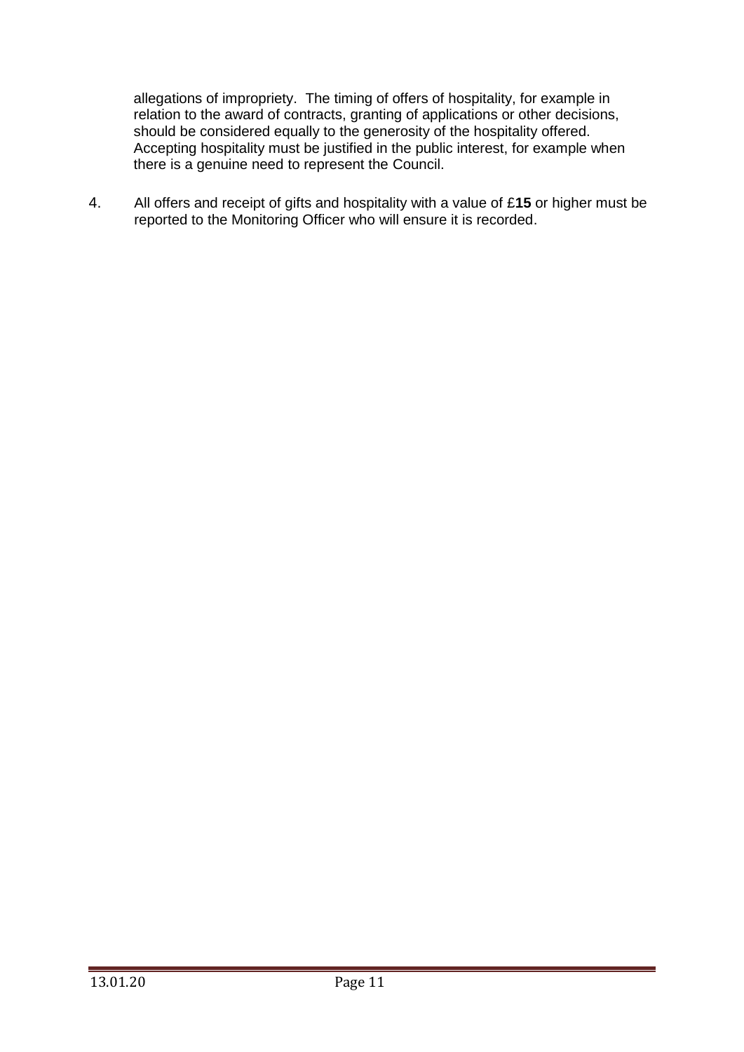allegations of impropriety. The timing of offers of hospitality, for example in relation to the award of contracts, granting of applications or other decisions, should be considered equally to the generosity of the hospitality offered. Accepting hospitality must be justified in the public interest, for example when there is a genuine need to represent the Council.

4. All offers and receipt of gifts and hospitality with a value of £**15** or higher must be reported to the Monitoring Officer who will ensure it is recorded.